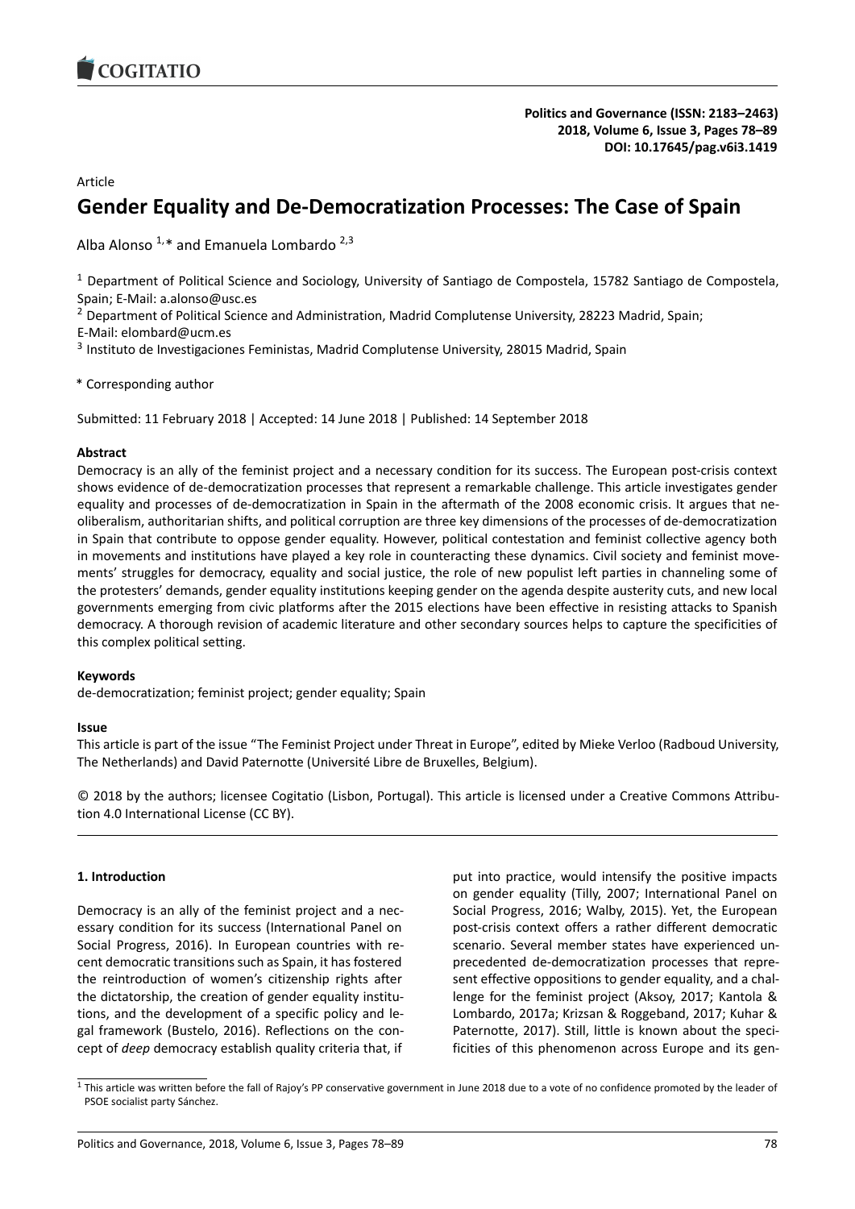Article

# Gender Equality and De-Democratization Processes: The Case of Spain

Alba Alonso [1,*] and Emanuela Lombardo [2,3]

[1] Department of Political Science and Sociology, University of Santiago de Compostela, 15782 Santiago de Compostela, Spain; E-Mail: a.alonso@usc.es

[2] Department of Political Science and Administration, Madrid Complutense University, 28223 Madrid, Spain; E-Mail: elombard@ucm.es

[3] Instituto de Investigaciones Feministas, Madrid Complutense University, 28015 Madrid, Spain

\* Corresponding author

Submitted: 11 February 2018 | Accepted: 14 June 2018 | Published: 14 September 2018

**Abstract**

Democracy is an ally of the feminist project and a necessary condition for its success. The European post-crisis context shows evidence of de-democratization processes that represent a remarkable challenge. This article investigates gender equality and processes of de-democratization in Spain in the aftermath of the 2008 economic crisis. It argues that neoliberalism, authoritarian shifts, and political corruption are three key dimensions of the processes of de-democratization in Spain that contribute to oppose gender equality. However, political contestation and feminist collective agency both in movements and institutions have played a key role in counteracting these dynamics. Civil society and feminist movements' struggles for democracy, equality and social justice, the role of new populist left parties in channeling some of the protesters' demands, gender equality institutions keeping gender on the agenda despite austerity cuts, and new local governments emerging from civic platforms after the 2015 elections have been effective in resisting attacks to Spanish democracy. A thorough revision of academic literature and other secondary sources helps to capture the specificities of this complex political setting.

**Keywords**

de-democratization; feminist project; gender equality; Spain

**Issue**

This article is part of the issue "The Feminist Project under Threat in Europe", edited by Mieke Verloo (Radboud University, The Netherlands) and David Paternotte (Université Libre de Bruxelles, Belgium).

© 2018 by the authors; licensee Cogitatio (Lisbon, Portugal). This article is licensed under a Creative Commons Attribution 4.0 International License (CC BY).

## 1. Introduction

Democracy is an ally of the feminist project and a necessary condition for its success (International Panel on Social Progress, 2016). In European countries with recent democratic transitions such as Spain, it has fostered the reintroduction of women's citizenship rights after the dictatorship, the creation of gender equality institutions, and the development of a specific policy and legal framework (Bustelo, 2016). Reflections on the concept of *deep* democracy establish quality criteria that, if put into practice, would intensify the positive impacts on gender equality (Tilly, 2007; International Panel on Social Progress, 2016; Walby, 2015). Yet, the European post-crisis context offers a rather different democratic scenario. Several member states have experienced unprecedented de-democratization processes that represent effective oppositions to gender equality, and a challenge for the feminist project (Aksoy, 2017; Kantola & Lombardo, 2017a; Krizsan & Roggeband, 2017; Kuhar & Paternotte, 2017). Still, little is known about the specificities of this phenomenon across Europe and its gen-

[1] This article was written before the fall of Rajoy's PP conservative government in June 2018 due to a vote of no confidence promoted by the leader of PSOE socialist party Sánchez.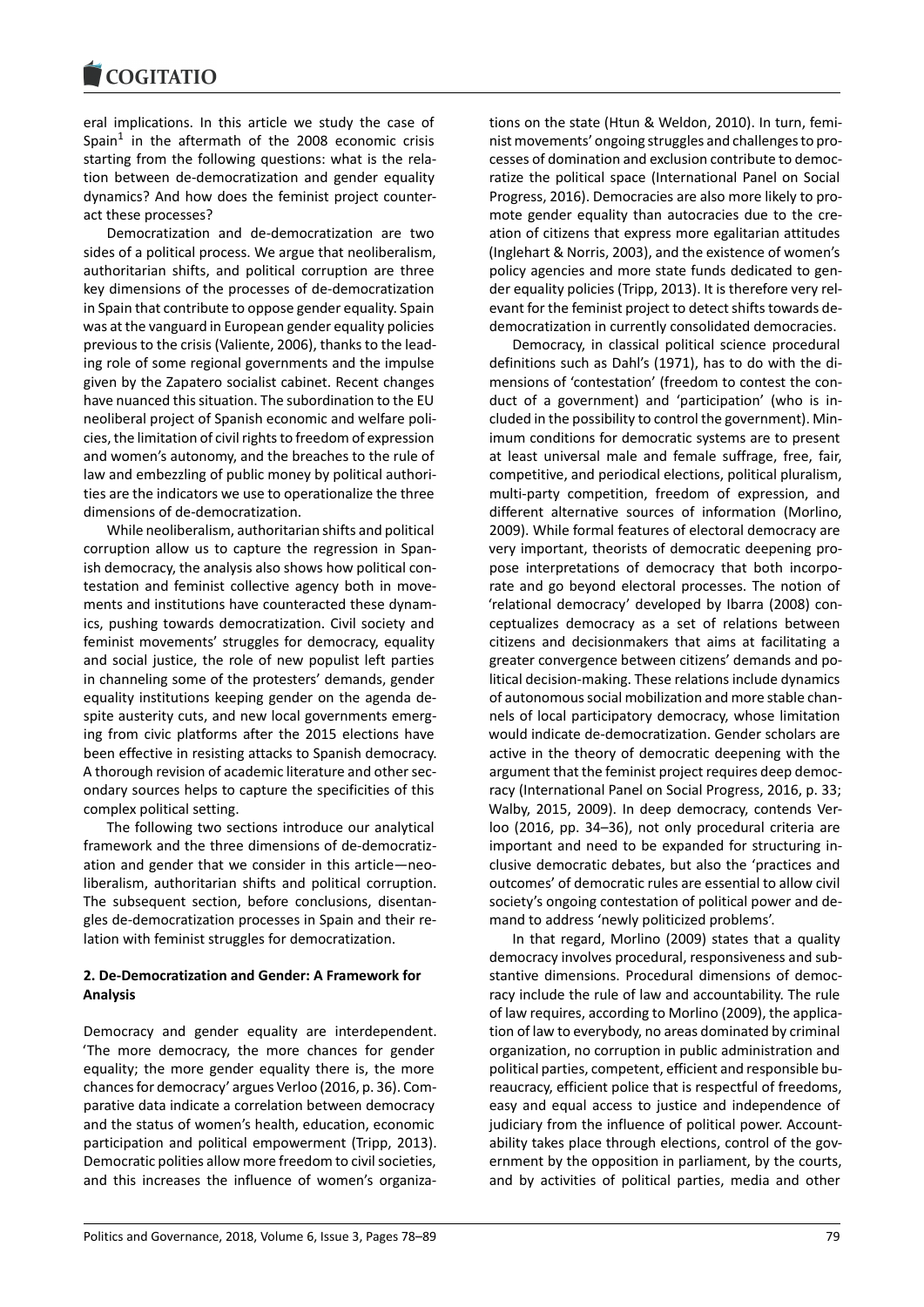eral implications. In this article we study the case of Spain[1] in the aftermath of the 2008 economic crisis starting from the following questions: what is the relation between de-democratization and gender equality dynamics? And how does the feminist project counteract these processes?

Democratization and de-democratization are two sides of a political process. We argue that neoliberalism, authoritarian shifts, and political corruption are three key dimensions of the processes of de-democratization in Spain that contribute to oppose gender equality. Spain was at the vanguard in European gender equality policies previous to the crisis (Valiente, 2006), thanks to the leading role of some regional governments and the impulse given by the Zapatero socialist cabinet. Recent changes have nuanced this situation. The subordination to the EU neoliberal project of Spanish economic and welfare policies, the limitation of civil rights to freedom of expression and women's autonomy, and the breaches to the rule of law and embezzling of public money by political authorities are the indicators we use to operationalize the three dimensions of de-democratization.

While neoliberalism, authoritarian shifts and political corruption allow us to capture the regression in Spanish democracy, the analysis also shows how political contestation and feminist collective agency both in movements and institutions have counteracted these dynamics, pushing towards democratization. Civil society and feminist movements' struggles for democracy, equality and social justice, the role of new populist left parties in channeling some of the protesters' demands, gender equality institutions keeping gender on the agenda despite austerity cuts, and new local governments emerging from civic platforms after the 2015 elections have been effective in resisting attacks to Spanish democracy. A thorough revision of academic literature and other secondary sources helps to capture the specificities of this complex political setting.

The following two sections introduce our analytical framework and the three dimensions of de-democratization and gender that we consider in this article—neoliberalism, authoritarian shifts and political corruption. The subsequent section, before conclusions, disentangles de-democratization processes in Spain and their relation with feminist struggles for democratization.

## 2. De-Democratization and Gender: A Framework for Analysis

Democracy and gender equality are interdependent. 'The more democracy, the more chances for gender equality; the more gender equality there is, the more chances for democracy' argues Verloo (2016, p. 36). Comparative data indicate a correlation between democracy and the status of women's health, education, economic participation and political empowerment (Tripp, 2013). Democratic polities allow more freedom to civil societies, and this increases the influence of women's organizations on the state (Htun & Weldon, 2010). In turn, feminist movements' ongoing struggles and challenges to processes of domination and exclusion contribute to democratize the political space (International Panel on Social Progress, 2016). Democracies are also more likely to promote gender equality than autocracies due to the creation of citizens that express more egalitarian attitudes (Inglehart & Norris, 2003), and the existence of women's policy agencies and more state funds dedicated to gender equality policies (Tripp, 2013). It is therefore very relevant for the feminist project to detect shifts towards de-democratization in currently consolidated democracies.

Democracy, in classical political science procedural definitions such as Dahl's (1971), has to do with the dimensions of 'contestation' (freedom to contest the conduct of a government) and 'participation' (who is included in the possibility to control the government). Minimum conditions for democratic systems are to present at least universal male and female suffrage, free, fair, competitive, and periodical elections, political pluralism, multi-party competition, freedom of expression, and different alternative sources of information (Morlino, 2009). While formal features of electoral democracy are very important, theorists of democratic deepening propose interpretations of democracy that both incorporate and go beyond electoral processes. The notion of 'relational democracy' developed by Ibarra (2008) conceptualizes democracy as a set of relations between citizens and decisionmakers that aims at facilitating a greater convergence between citizens' demands and political decision-making. These relations include dynamics of autonomous social mobilization and more stable channels of local participatory democracy, whose limitation would indicate de-democratization. Gender scholars are active in the theory of democratic deepening with the argument that the feminist project requires deep democracy (International Panel on Social Progress, 2016, p. 33; Walby, 2015, 2009). In deep democracy, contends Verloo (2016, pp. 34–36), not only procedural criteria are important and need to be expanded for structuring inclusive democratic debates, but also the 'practices and outcomes' of democratic rules are essential to allow civil society's ongoing contestation of political power and demand to address 'newly politicized problems'.

In that regard, Morlino (2009) states that a quality democracy involves procedural, responsiveness and substantive dimensions. Procedural dimensions of democracy include the rule of law and accountability. The rule of law requires, according to Morlino (2009), the application of law to everybody, no areas dominated by criminal organization, no corruption in public administration and political parties, competent, efficient and responsible bureaucracy, efficient police that is respectful of freedoms, easy and equal access to justice and independence of judiciary from the influence of political power. Accountability takes place through elections, control of the government by the opposition in parliament, by the courts, and by activities of political parties, media and other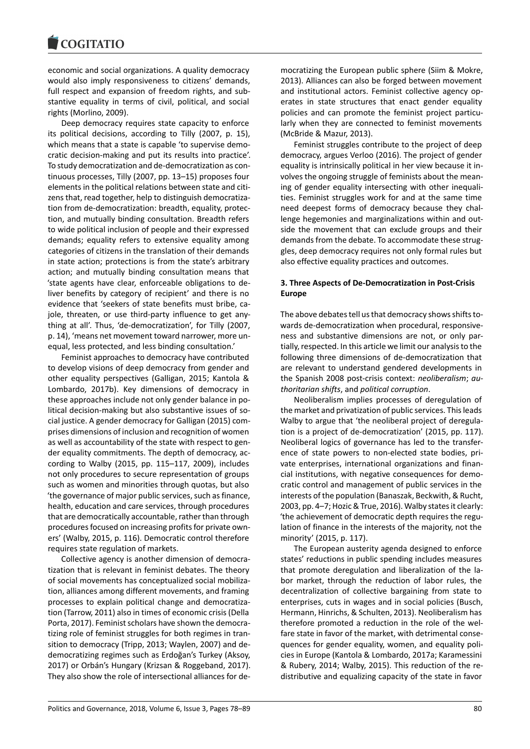economic and social organizations. A quality democracy would also imply responsiveness to citizens' demands, full respect and expansion of freedom rights, and substantive equality in terms of civil, political, and social rights (Morlino, 2009).

Deep democracy requires state capacity to enforce its political decisions, according to Tilly (2007, p. 15), which means that a state is capable 'to supervise democratic decision-making and put its results into practice'. To study democratization and de-democratization as continuous processes, Tilly (2007, pp. 13–15) proposes four elements in the political relations between state and citizens that, read together, help to distinguish democratization from de-democratization: breadth, equality, protection, and mutually binding consultation. Breadth refers to wide political inclusion of people and their expressed demands; equality refers to extensive equality among categories of citizens in the translation of their demands in state action; protections is from the state's arbitrary action; and mutually binding consultation means that 'state agents have clear, enforceable obligations to deliver benefits by category of recipient' and there is no evidence that 'seekers of state benefits must bribe, cajole, threaten, or use third-party influence to get anything at all'. Thus, 'de-democratization', for Tilly (2007, p. 14), 'means net movement toward narrower, more unequal, less protected, and less binding consultation.'

Feminist approaches to democracy have contributed to develop visions of deep democracy from gender and other equality perspectives (Galligan, 2015; Kantola & Lombardo, 2017b). Key dimensions of democracy in these approaches include not only gender balance in political decision-making but also substantive issues of social justice. A gender democracy for Galligan (2015) comprises dimensions of inclusion and recognition of women as well as accountability of the state with respect to gender equality commitments. The depth of democracy, according to Walby (2015, pp. 115–117, 2009), includes not only procedures to secure representation of groups such as women and minorities through quotas, but also 'the governance of major public services, such as finance, health, education and care services, through procedures that are democratically accountable, rather than through procedures focused on increasing profits for private owners' (Walby, 2015, p. 116). Democratic control therefore requires state regulation of markets.

Collective agency is another dimension of democratization that is relevant in feminist debates. The theory of social movements has conceptualized social mobilization, alliances among different movements, and framing processes to explain political change and democratization (Tarrow, 2011) also in times of economic crisis (Della Porta, 2017). Feminist scholars have shown the democratizing role of feminist struggles for both regimes in transition to democracy (Tripp, 2013; Waylen, 2007) and de-democratizing regimes such as Erdoğan's Turkey (Aksoy, 2017) or Orbán's Hungary (Krizsan & Roggeband, 2017). They also show the role of intersectional alliances for democratizing the European public sphere (Siim & Mokre, 2013). Alliances can also be forged between movement and institutional actors. Feminist collective agency operates in state structures that enact gender equality policies and can promote the feminist project particularly when they are connected to feminist movements (McBride & Mazur, 2013).

Feminist struggles contribute to the project of deep democracy, argues Verloo (2016). The project of gender equality is intrinsically political in her view because it involves the ongoing struggle of feminists about the meaning of gender equality intersecting with other inequalities. Feminist struggles work for and at the same time need deepest forms of democracy because they challenge hegemonies and marginalizations within and outside the movement that can exclude groups and their demands from the debate. To accommodate these struggles, deep democracy requires not only formal rules but also effective equality practices and outcomes.

## 3. Three Aspects of De-Democratization in Post-Crisis Europe

The above debates tell us that democracy shows shifts towards de-democratization when procedural, responsiveness and substantive dimensions are not, or only partially, respected. In this article we limit our analysis to the following three dimensions of de-democratization that are relevant to understand gendered developments in the Spanish 2008 post-crisis context: *neoliberalism*; *authoritarian shifts*, and *political corruption*.

Neoliberalism implies processes of deregulation of the market and privatization of public services. This leads Walby to argue that 'the neoliberal project of deregulation is a project of de-democratization' (2015, pp. 117). Neoliberal logics of governance has led to the transference of state powers to non-elected state bodies, private enterprises, international organizations and financial institutions, with negative consequences for democratic control and management of public services in the interests of the population (Banaszak, Beckwith, & Rucht, 2003, pp. 4–7; Hozic & True, 2016). Walby states it clearly: 'the achievement of democratic depth requires the regulation of finance in the interests of the majority, not the minority' (2015, p. 117).

The European austerity agenda designed to enforce states' reductions in public spending includes measures that promote deregulation and liberalization of the labor market, through the reduction of labor rules, the decentralization of collective bargaining from state to enterprises, cuts in wages and in social policies (Busch, Hermann, Hinrichs, & Schulten, 2013). Neoliberalism has therefore promoted a reduction in the role of the welfare state in favor of the market, with detrimental consequences for gender equality, women, and equality policies in Europe (Kantola & Lombardo, 2017a; Karamessini & Rubery, 2014; Walby, 2015). This reduction of the redistributive and equalizing capacity of the state in favor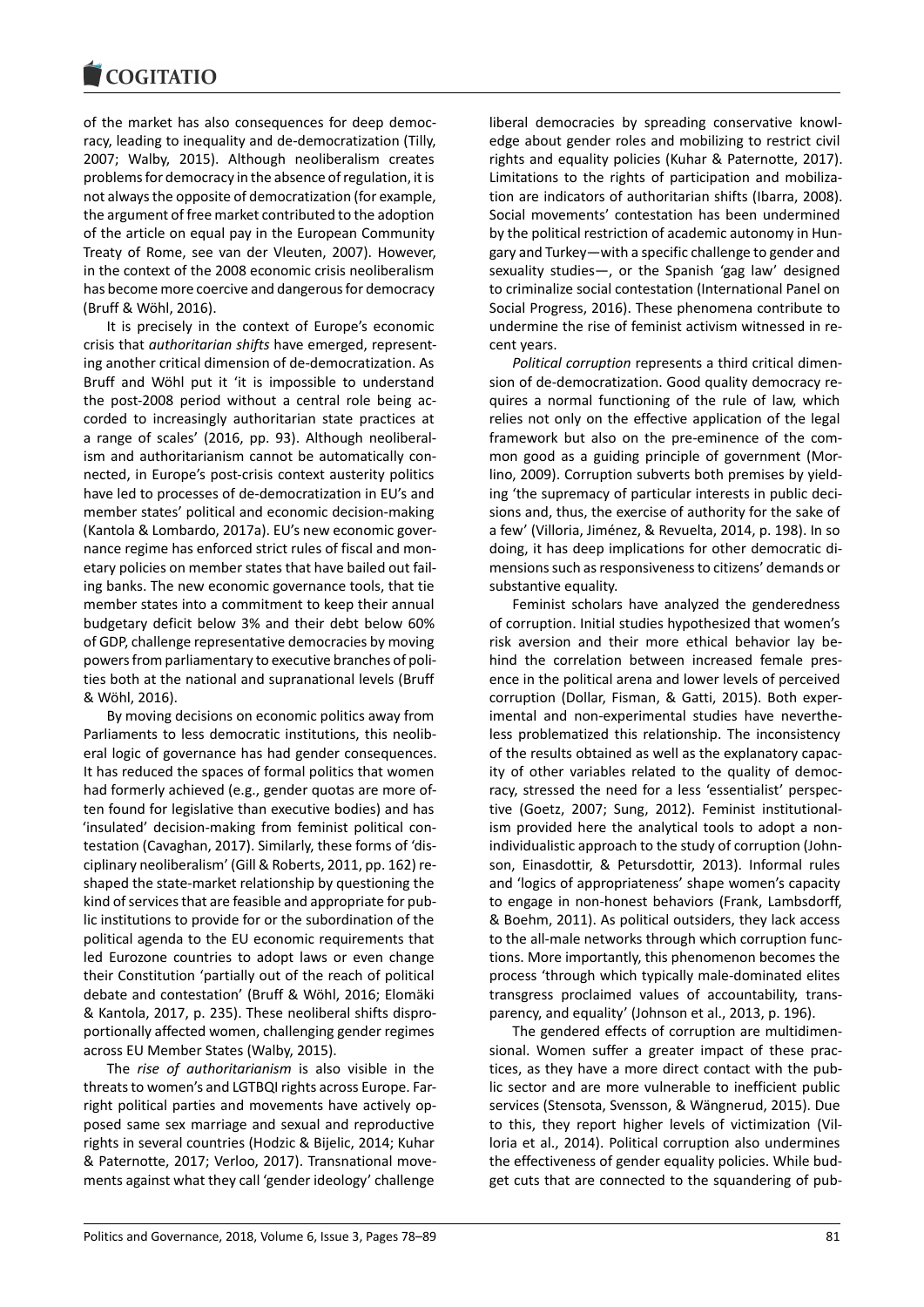of the market has also consequences for deep democracy, leading to inequality and de-democratization (Tilly, 2007; Walby, 2015). Although neoliberalism creates problems for democracy in the absence of regulation, it is not always the opposite of democratization (for example, the argument of free market contributed to the adoption of the article on equal pay in the European Community Treaty of Rome, see van der Vleuten, 2007). However, in the context of the 2008 economic crisis neoliberalism has become more coercive and dangerous for democracy (Bruff & Wöhl, 2016).

It is precisely in the context of Europe's economic crisis that *authoritarian shifts* have emerged, representing another critical dimension of de-democratization. As Bruff and Wöhl put it 'it is impossible to understand the post-2008 period without a central role being accorded to increasingly authoritarian state practices at a range of scales' (2016, pp. 93). Although neoliberalism and authoritarianism cannot be automatically connected, in Europe's post-crisis context austerity politics have led to processes of de-democratization in EU's and member states' political and economic decision-making (Kantola & Lombardo, 2017a). EU's new economic governance regime has enforced strict rules of fiscal and monetary policies on member states that have bailed out failing banks. The new economic governance tools, that tie member states into a commitment to keep their annual budgetary deficit below 3% and their debt below 60% of GDP, challenge representative democracies by moving powers from parliamentary to executive branches of polities both at the national and supranational levels (Bruff & Wöhl, 2016).

By moving decisions on economic politics away from Parliaments to less democratic institutions, this neoliberal logic of governance has had gender consequences. It has reduced the spaces of formal politics that women had formerly achieved (e.g., gender quotas are more often found for legislative than executive bodies) and has 'insulated' decision-making from feminist political contestation (Cavaghan, 2017). Similarly, these forms of 'disciplinary neoliberalism' (Gill & Roberts, 2011, pp. 162) reshaped the state-market relationship by questioning the kind of services that are feasible and appropriate for public institutions to provide for or the subordination of the political agenda to the EU economic requirements that led Eurozone countries to adopt laws or even change their Constitution 'partially out of the reach of political debate and contestation' (Bruff & Wöhl, 2016; Elomäki & Kantola, 2017, p. 235). These neoliberal shifts disproportionally affected women, challenging gender regimes across EU Member States (Walby, 2015).

The *rise of authoritarianism* is also visible in the threats to women's and LGTBQI rights across Europe. Far-right political parties and movements have actively opposed same sex marriage and sexual and reproductive rights in several countries (Hodzic & Bijelic, 2014; Kuhar & Paternotte, 2017; Verloo, 2017). Transnational movements against what they call 'gender ideology' challenge liberal democracies by spreading conservative knowledge about gender roles and mobilizing to restrict civil rights and equality policies (Kuhar & Paternotte, 2017). Limitations to the rights of participation and mobilization are indicators of authoritarian shifts (Ibarra, 2008). Social movements' contestation has been undermined by the political restriction of academic autonomy in Hungary and Turkey—with a specific challenge to gender and sexuality studies—, or the Spanish 'gag law' designed to criminalize social contestation (International Panel on Social Progress, 2016). These phenomena contribute to undermine the rise of feminist activism witnessed in recent years.

*Political corruption* represents a third critical dimension of de-democratization. Good quality democracy requires a normal functioning of the rule of law, which relies not only on the effective application of the legal framework but also on the pre-eminence of the common good as a guiding principle of government (Morlino, 2009). Corruption subverts both premises by yielding 'the supremacy of particular interests in public decisions and, thus, the exercise of authority for the sake of a few' (Villoria, Jiménez, & Revuelta, 2014, p. 198). In so doing, it has deep implications for other democratic dimensions such as responsiveness to citizens' demands or substantive equality.

Feminist scholars have analyzed the genderedness of corruption. Initial studies hypothesized that women's risk aversion and their more ethical behavior lay behind the correlation between increased female presence in the political arena and lower levels of perceived corruption (Dollar, Fisman, & Gatti, 2015). Both experimental and non-experimental studies have nevertheless problematized this relationship. The inconsistency of the results obtained as well as the explanatory capacity of other variables related to the quality of democracy, stressed the need for a less 'essentialist' perspective (Goetz, 2007; Sung, 2012). Feminist institutionalism provided here the analytical tools to adopt a non-individualistic approach to the study of corruption (Johnson, Einasdottir, & Petursdottir, 2013). Informal rules and 'logics of appropriateness' shape women's capacity to engage in non-honest behaviors (Frank, Lambsdorff, & Boehm, 2011). As political outsiders, they lack access to the all-male networks through which corruption functions. More importantly, this phenomenon becomes the process 'through which typically male-dominated elites transgress proclaimed values of accountability, transparency, and equality' (Johnson et al., 2013, p. 196).

The gendered effects of corruption are multidimensional. Women suffer a greater impact of these practices, as they have a more direct contact with the public sector and are more vulnerable to inefficient public services (Stensota, Svensson, & Wängnerud, 2015). Due to this, they report higher levels of victimization (Villoria et al., 2014). Political corruption also undermines the effectiveness of gender equality policies. While budget cuts that are connected to the squandering of pub-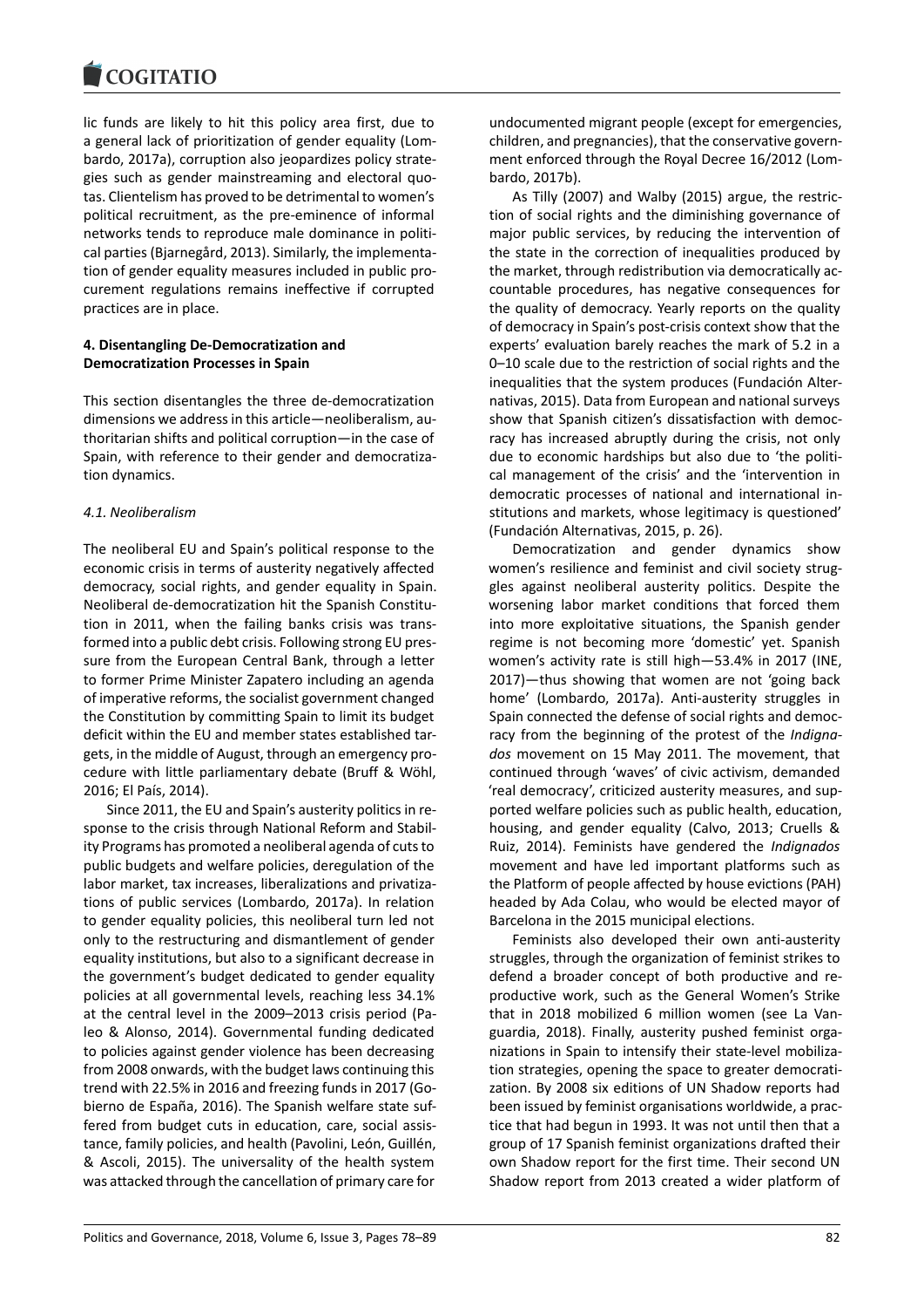lic funds are likely to hit this policy area first, due to a general lack of prioritization of gender equality (Lombardo, 2017a), corruption also jeopardizes policy strategies such as gender mainstreaming and electoral quotas. Clientelism has proved to be detrimental to women's political recruitment, as the pre-eminence of informal networks tends to reproduce male dominance in political parties (Bjarnegård, 2013). Similarly, the implementation of gender equality measures included in public procurement regulations remains ineffective if corrupted practices are in place.

### 4. Disentangling De-Democratization and Democratization Processes in Spain

This section disentangles the three de-democratization dimensions we address in this article—neoliberalism, authoritarian shifts and political corruption—in the case of Spain, with reference to their gender and democratization dynamics.

#### *4.1. Neoliberalism*

The neoliberal EU and Spain's political response to the economic crisis in terms of austerity negatively affected democracy, social rights, and gender equality in Spain. Neoliberal de-democratization hit the Spanish Constitution in 2011, when the failing banks crisis was transformed into a public debt crisis. Following strong EU pressure from the European Central Bank, through a letter to former Prime Minister Zapatero including an agenda of imperative reforms, the socialist government changed the Constitution by committing Spain to limit its budget deficit within the EU and member states established targets, in the middle of August, through an emergency procedure with little parliamentary debate (Bruff & Wöhl, 2016; El País, 2014).

Since 2011, the EU and Spain's austerity politics in response to the crisis through National Reform and Stability Programs has promoted a neoliberal agenda of cuts to public budgets and welfare policies, deregulation of the labor market, tax increases, liberalizations and privatizations of public services (Lombardo, 2017a). In relation to gender equality policies, this neoliberal turn led not only to the restructuring and dismantlement of gender equality institutions, but also to a significant decrease in the government's budget dedicated to gender equality policies at all governmental levels, reaching less 34.1% at the central level in the 2009–2013 crisis period (Paleo & Alonso, 2014). Governmental funding dedicated to policies against gender violence has been decreasing from 2008 onwards, with the budget laws continuing this trend with 22.5% in 2016 and freezing funds in 2017 (Gobierno de España, 2016). The Spanish welfare state suffered from budget cuts in education, care, social assistance, family policies, and health (Pavolini, León, Guillén, & Ascoli, 2015). The universality of the health system was attacked through the cancellation of primary care for undocumented migrant people (except for emergencies, children, and pregnancies), that the conservative government enforced through the Royal Decree 16/2012 (Lombardo, 2017b).

As Tilly (2007) and Walby (2015) argue, the restriction of social rights and the diminishing governance of major public services, by reducing the intervention of the state in the correction of inequalities produced by the market, through redistribution via democratically accountable procedures, has negative consequences for the quality of democracy. Yearly reports on the quality of democracy in Spain's post-crisis context show that the experts' evaluation barely reaches the mark of 5.2 in a 0–10 scale due to the restriction of social rights and the inequalities that the system produces (Fundación Alternativas, 2015). Data from European and national surveys show that Spanish citizen's dissatisfaction with democracy has increased abruptly during the crisis, not only due to economic hardships but also due to 'the political management of the crisis' and the 'intervention in democratic processes of national and international institutions and markets, whose legitimacy is questioned' (Fundación Alternativas, 2015, p. 26).

Democratization and gender dynamics show women's resilience and feminist and civil society struggles against neoliberal austerity politics. Despite the worsening labor market conditions that forced them into more exploitative situations, the Spanish gender regime is not becoming more 'domestic' yet. Spanish women's activity rate is still high—53.4% in 2017 (INE, 2017)—thus showing that women are not 'going back home' (Lombardo, 2017a). Anti-austerity struggles in Spain connected the defense of social rights and democracy from the beginning of the protest of the *Indignados* movement on 15 May 2011. The movement, that continued through 'waves' of civic activism, demanded 'real democracy', criticized austerity measures, and supported welfare policies such as public health, education, housing, and gender equality (Calvo, 2013; Cruells & Ruiz, 2014). Feminists have gendered the *Indignados* movement and have led important platforms such as the Platform of people affected by house evictions (PAH) headed by Ada Colau, who would be elected mayor of Barcelona in the 2015 municipal elections.

Feminists also developed their own anti-austerity struggles, through the organization of feminist strikes to defend a broader concept of both productive and reproductive work, such as the General Women's Strike that in 2018 mobilized 6 million women (see La Vanguardia, 2018). Finally, austerity pushed feminist organizations in Spain to intensify their state-level mobilization strategies, opening the space to greater democratization. By 2008 six editions of UN Shadow reports had been issued by feminist organisations worldwide, a practice that had begun in 1993. It was not until then that a group of 17 Spanish feminist organizations drafted their own Shadow report for the first time. Their second UN Shadow report from 2013 created a wider platform of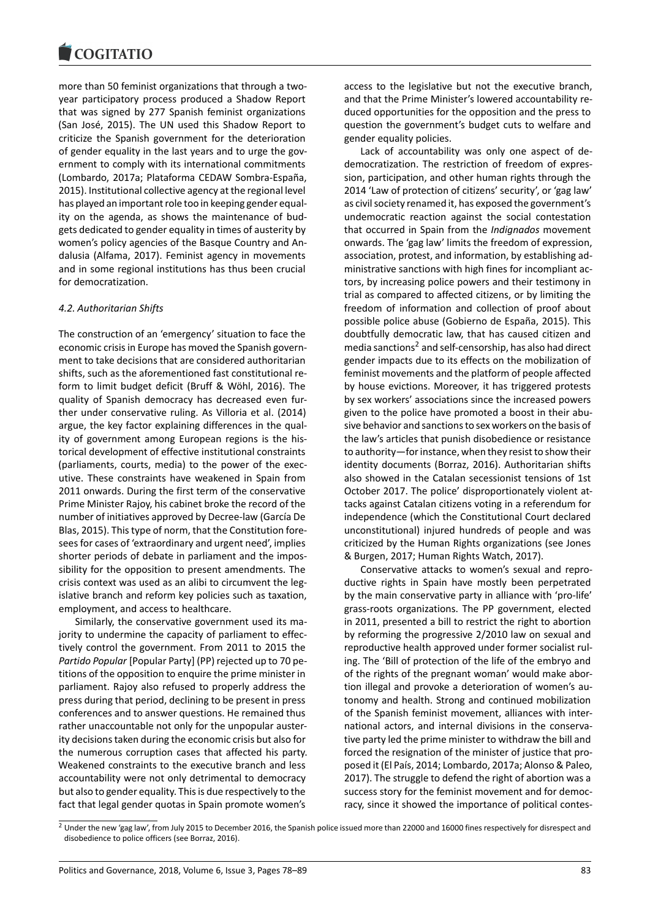more than 50 feminist organizations that through a two-year participatory process produced a Shadow Report that was signed by 277 Spanish feminist organizations (San José, 2015). The UN used this Shadow Report to criticize the Spanish government for the deterioration of gender equality in the last years and to urge the government to comply with its international commitments (Lombardo, 2017a; Plataforma CEDAW Sombra-España, 2015). Institutional collective agency at the regional level has played an important role too in keeping gender equality on the agenda, as shows the maintenance of budgets dedicated to gender equality in times of austerity by women's policy agencies of the Basque Country and Andalusia (Alfama, 2017). Feminist agency in movements and in some regional institutions has thus been crucial for democratization.

### 4.2. Authoritarian Shifts

The construction of an 'emergency' situation to face the economic crisis in Europe has moved the Spanish government to take decisions that are considered authoritarian shifts, such as the aforementioned fast constitutional reform to limit budget deficit (Bruff & Wöhl, 2016). The quality of Spanish democracy has decreased even further under conservative ruling. As Villoria et al. (2014) argue, the key factor explaining differences in the quality of government among European regions is the historical development of effective institutional constraints (parliaments, courts, media) to the power of the executive. These constraints have weakened in Spain from 2011 onwards. During the first term of the conservative Prime Minister Rajoy, his cabinet broke the record of the number of initiatives approved by Decree-law (García De Blas, 2015). This type of norm, that the Constitution foresees for cases of 'extraordinary and urgent need', implies shorter periods of debate in parliament and the impossibility for the opposition to present amendments. The crisis context was used as an alibi to circumvent the legislative branch and reform key policies such as taxation, employment, and access to healthcare.

Similarly, the conservative government used its majority to undermine the capacity of parliament to effectively control the government. From 2011 to 2015 the *Partido Popular* [Popular Party] (PP) rejected up to 70 petitions of the opposition to enquire the prime minister in parliament. Rajoy also refused to properly address the press during that period, declining to be present in press conferences and to answer questions. He remained thus rather unaccountable not only for the unpopular austerity decisions taken during the economic crisis but also for the numerous corruption cases that affected his party. Weakened constraints to the executive branch and less accountability were not only detrimental to democracy but also to gender equality. This is due respectively to the fact that legal gender quotas in Spain promote women's access to the legislative but not the executive branch, and that the Prime Minister's lowered accountability reduced opportunities for the opposition and the press to question the government's budget cuts to welfare and gender equality policies.

Lack of accountability was only one aspect of de-democratization. The restriction of freedom of expression, participation, and other human rights through the 2014 'Law of protection of citizens' security', or 'gag law' as civil society renamed it, has exposed the government's undemocratic reaction against the social contestation that occurred in Spain from the *Indignados* movement onwards. The 'gag law' limits the freedom of expression, association, protest, and information, by establishing administrative sanctions with high fines for incompliant actors, by increasing police powers and their testimony in trial as compared to affected citizens, or by limiting the freedom of information and collection of proof about possible police abuse (Gobierno de España, 2015). This doubtfully democratic law, that has caused citizen and media sanctions[2] and self-censorship, has also had direct gender impacts due to its effects on the mobilization of feminist movements and the platform of people affected by house evictions. Moreover, it has triggered protests by sex workers' associations since the increased powers given to the police have promoted a boost in their abusive behavior and sanctions to sex workers on the basis of the law's articles that punish disobedience or resistance to authority—for instance, when they resist to show their identity documents (Borraz, 2016). Authoritarian shifts also showed in the Catalan secessionist tensions of 1st October 2017. The police' disproportionately violent attacks against Catalan citizens voting in a referendum for independence (which the Constitutional Court declared unconstitutional) injured hundreds of people and was criticized by the Human Rights organizations (see Jones & Burgen, 2017; Human Rights Watch, 2017).

Conservative attacks to women's sexual and reproductive rights in Spain have mostly been perpetrated by the main conservative party in alliance with 'pro-life' grass-roots organizations. The PP government, elected in 2011, presented a bill to restrict the right to abortion by reforming the progressive 2/2010 law on sexual and reproductive health approved under former socialist ruling. The 'Bill of protection of the life of the embryo and of the rights of the pregnant woman' would make abortion illegal and provoke a deterioration of women's autonomy and health. Strong and continued mobilization of the Spanish feminist movement, alliances with international actors, and internal divisions in the conservative party led the prime minister to withdraw the bill and forced the resignation of the minister of justice that proposed it (El País, 2014; Lombardo, 2017a; Alonso & Paleo, 2017). The struggle to defend the right of abortion was a success story for the feminist movement and for democracy, since it showed the importance of political contes-

[2] Under the new 'gag law', from July 2015 to December 2016, the Spanish police issued more than 22000 and 16000 fines respectively for disrespect and disobedience to police officers (see Borraz, 2016).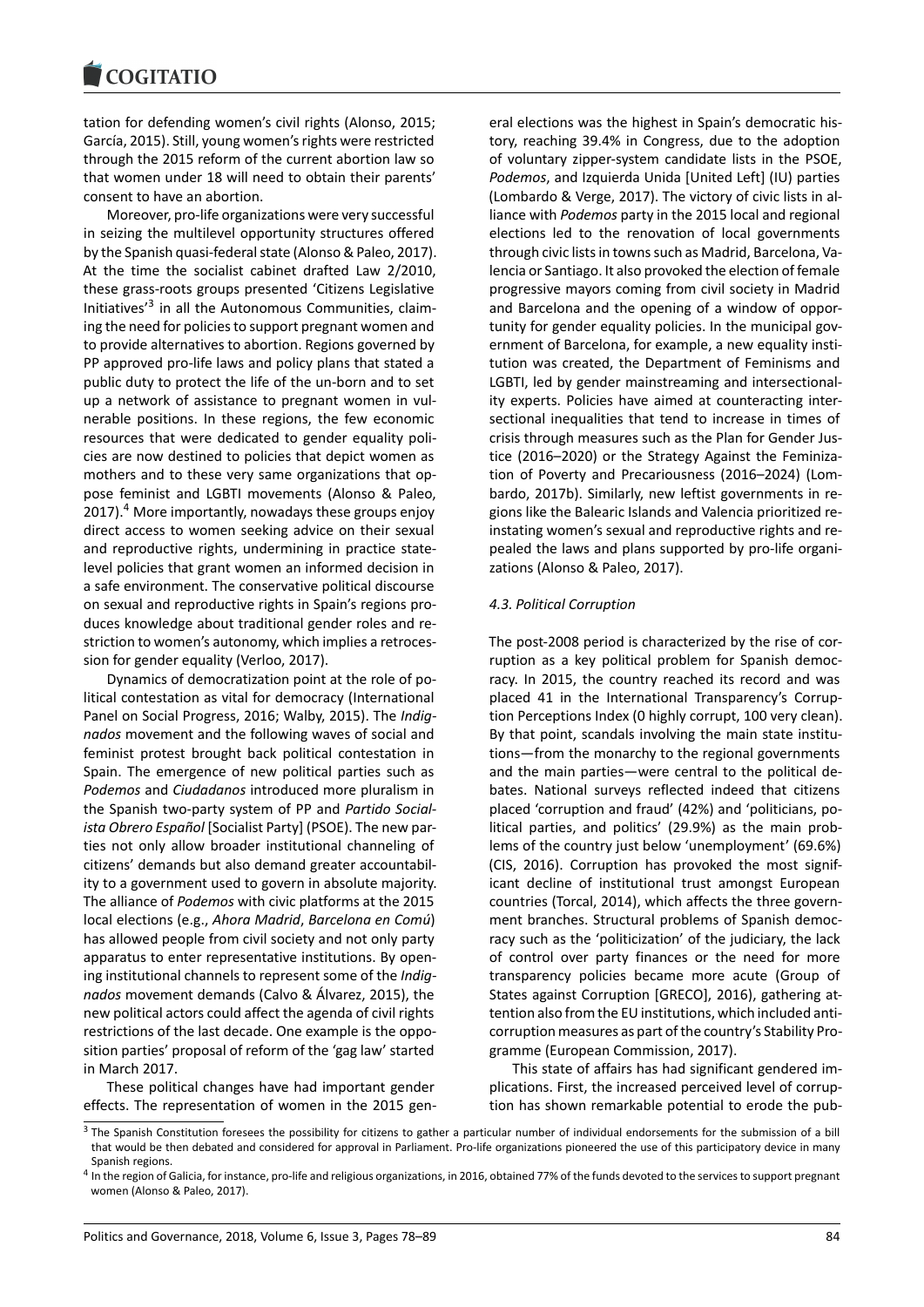tation for defending women's civil rights (Alonso, 2015; García, 2015). Still, young women's rights were restricted through the 2015 reform of the current abortion law so that women under 18 will need to obtain their parents' consent to have an abortion.

Moreover, pro-life organizations were very successful in seizing the multilevel opportunity structures offered by the Spanish quasi-federal state (Alonso & Paleo, 2017). At the time the socialist cabinet drafted Law 2/2010, these grass-roots groups presented 'Citizens Legislative Initiatives'[3] in all the Autonomous Communities, claiming the need for policies to support pregnant women and to provide alternatives to abortion. Regions governed by PP approved pro-life laws and policy plans that stated a public duty to protect the life of the un-born and to set up a network of assistance to pregnant women in vulnerable positions. In these regions, the few economic resources that were dedicated to gender equality policies are now destined to policies that depict women as mothers and to these very same organizations that oppose feminist and LGBTI movements (Alonso & Paleo, 2017).[4] More importantly, nowadays these groups enjoy direct access to women seeking advice on their sexual and reproductive rights, undermining in practice state-level policies that grant women an informed decision in a safe environment. The conservative political discourse on sexual and reproductive rights in Spain's regions produces knowledge about traditional gender roles and restriction to women's autonomy, which implies a retrocession for gender equality (Verloo, 2017).

Dynamics of democratization point at the role of political contestation as vital for democracy (International Panel on Social Progress, 2016; Walby, 2015). The *Indignados* movement and the following waves of social and feminist protest brought back political contestation in Spain. The emergence of new political parties such as *Podemos* and *Ciudadanos* introduced more pluralism in the Spanish two-party system of PP and *Partido Socialista Obrero Español* [Socialist Party] (PSOE). The new parties not only allow broader institutional channeling of citizens' demands but also demand greater accountability to a government used to govern in absolute majority. The alliance of *Podemos* with civic platforms at the 2015 local elections (e.g., *Ahora Madrid*, *Barcelona en Comú*) has allowed people from civil society and not only party apparatus to enter representative institutions. By opening institutional channels to represent some of the *Indignados* movement demands (Calvo & Álvarez, 2015), the new political actors could affect the agenda of civil rights restrictions of the last decade. One example is the opposition parties' proposal of reform of the 'gag law' started in March 2017.

These political changes have had important gender effects. The representation of women in the 2015 general elections was the highest in Spain's democratic history, reaching 39.4% in Congress, due to the adoption of voluntary zipper-system candidate lists in the PSOE, *Podemos*, and Izquierda Unida [United Left] (IU) parties (Lombardo & Verge, 2017). The victory of civic lists in alliance with *Podemos* party in the 2015 local and regional elections led to the renovation of local governments through civic lists in towns such as Madrid, Barcelona, Valencia or Santiago. It also provoked the election of female progressive mayors coming from civil society in Madrid and Barcelona and the opening of a window of opportunity for gender equality policies. In the municipal government of Barcelona, for example, a new equality institution was created, the Department of Feminisms and LGBTI, led by gender mainstreaming and intersectionality experts. Policies have aimed at counteracting intersectional inequalities that tend to increase in times of crisis through measures such as the Plan for Gender Justice (2016–2020) or the Strategy Against the Feminization of Poverty and Precariousness (2016–2024) (Lombardo, 2017b). Similarly, new leftist governments in regions like the Balearic Islands and Valencia prioritized reinstating women's sexual and reproductive rights and repealed the laws and plans supported by pro-life organizations (Alonso & Paleo, 2017).

### *4.3. Political Corruption*

The post-2008 period is characterized by the rise of corruption as a key political problem for Spanish democracy. In 2015, the country reached its record and was placed 41 in the International Transparency's Corruption Perceptions Index (0 highly corrupt, 100 very clean). By that point, scandals involving the main state institutions—from the monarchy to the regional governments and the main parties—were central to the political debates. National surveys reflected indeed that citizens placed 'corruption and fraud' (42%) and 'politicians, political parties, and politics' (29.9%) as the main problems of the country just below 'unemployment' (69.6%) (CIS, 2016). Corruption has provoked the most significant decline of institutional trust amongst European countries (Torcal, 2014), which affects the three government branches. Structural problems of Spanish democracy such as the 'politicization' of the judiciary, the lack of control over party finances or the need for more transparency policies became more acute (Group of States against Corruption [GRECO], 2016), gathering attention also from the EU institutions, which included anti-corruption measures as part of the country's Stability Programme (European Commission, 2017).

This state of affairs has had significant gendered implications. First, the increased perceived level of corruption has shown remarkable potential to erode the pub-

[3] The Spanish Constitution foresees the possibility for citizens to gather a particular number of individual endorsements for the submission of a bill that would be then debated and considered for approval in Parliament. Pro-life organizations pioneered the use of this participatory device in many Spanish regions.

[4] In the region of Galicia, for instance, pro-life and religious organizations, in 2016, obtained 77% of the funds devoted to the services to support pregnant women (Alonso & Paleo, 2017).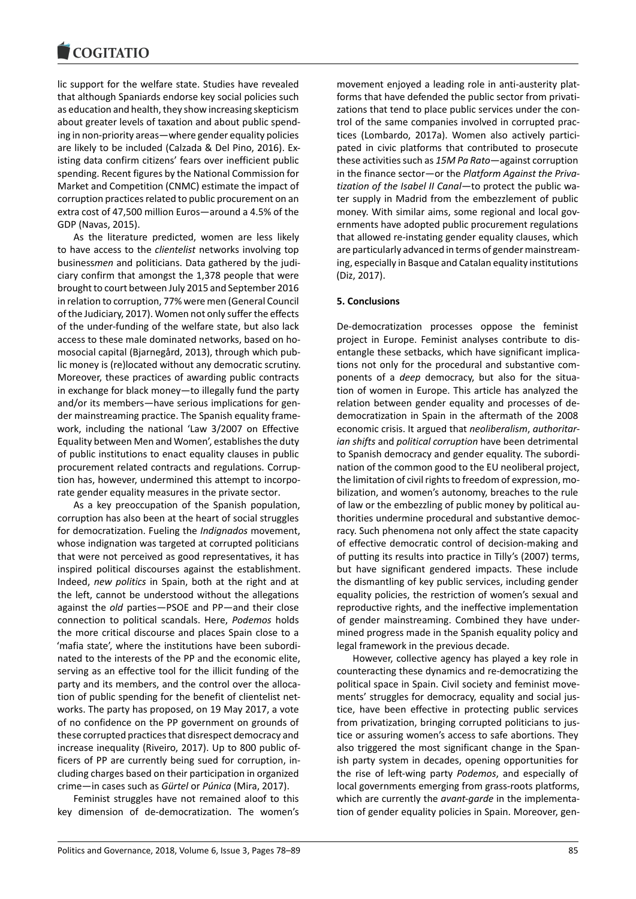lic support for the welfare state. Studies have revealed that although Spaniards endorse key social policies such as education and health, they show increasing skepticism about greater levels of taxation and about public spending in non-priority areas—where gender equality policies are likely to be included (Calzada & Del Pino, 2016). Existing data confirm citizens' fears over inefficient public spending. Recent figures by the National Commission for Market and Competition (CNMC) estimate the impact of corruption practices related to public procurement on an extra cost of 47,500 million Euros—around a 4.5% of the GDP (Navas, 2015).

As the literature predicted, women are less likely to have access to the *clientelist* networks involving top business*men* and politicians. Data gathered by the judiciary confirm that amongst the 1,378 people that were brought to court between July 2015 and September 2016 in relation to corruption, 77% were men (General Council of the Judiciary, 2017). Women not only suffer the effects of the under-funding of the welfare state, but also lack access to these male dominated networks, based on homosocial capital (Bjarnegård, 2013), through which public money is (re)located without any democratic scrutiny. Moreover, these practices of awarding public contracts in exchange for black money—to illegally fund the party and/or its members—have serious implications for gender mainstreaming practice. The Spanish equality framework, including the national 'Law 3/2007 on Effective Equality between Men and Women', establishes the duty of public institutions to enact equality clauses in public procurement related contracts and regulations. Corruption has, however, undermined this attempt to incorporate gender equality measures in the private sector.

As a key preoccupation of the Spanish population, corruption has also been at the heart of social struggles for democratization. Fueling the *Indignados* movement, whose indignation was targeted at corrupted politicians that were not perceived as good representatives, it has inspired political discourses against the establishment. Indeed, *new politics* in Spain, both at the right and at the left, cannot be understood without the allegations against the *old* parties—PSOE and PP—and their close connection to political scandals. Here, *Podemos* holds the more critical discourse and places Spain close to a 'mafia state', where the institutions have been subordinated to the interests of the PP and the economic elite, serving as an effective tool for the illicit funding of the party and its members, and the control over the allocation of public spending for the benefit of clientelist networks. The party has proposed, on 19 May 2017, a vote of no confidence on the PP government on grounds of these corrupted practices that disrespect democracy and increase inequality (Riveiro, 2017). Up to 800 public officers of PP are currently being sued for corruption, including charges based on their participation in organized crime—in cases such as *Gürtel* or *Púnica* (Mira, 2017).

Feminist struggles have not remained aloof to this key dimension of de-democratization. The women's movement enjoyed a leading role in anti-austerity platforms that have defended the public sector from privatizations that tend to place public services under the control of the same companies involved in corrupted practices (Lombardo, 2017a). Women also actively participated in civic platforms that contributed to prosecute these activities such as *15M Pa Rato*—against corruption in the finance sector—or the *Platform Against the Privatization of the Isabel II Canal*—to protect the public water supply in Madrid from the embezzlement of public money. With similar aims, some regional and local governments have adopted public procurement regulations that allowed re-instating gender equality clauses, which are particularly advanced in terms of gender mainstreaming, especially in Basque and Catalan equality institutions (Diz, 2017).

## 5. Conclusions

De-democratization processes oppose the feminist project in Europe. Feminist analyses contribute to disentangle these setbacks, which have significant implications not only for the procedural and substantive components of a *deep* democracy, but also for the situation of women in Europe. This article has analyzed the relation between gender equality and processes of de-democratization in Spain in the aftermath of the 2008 economic crisis. It argued that *neoliberalism*, *authoritarian shifts* and *political corruption* have been detrimental to Spanish democracy and gender equality. The subordination of the common good to the EU neoliberal project, the limitation of civil rights to freedom of expression, mobilization, and women's autonomy, breaches to the rule of law or the embezzling of public money by political authorities undermine procedural and substantive democracy. Such phenomena not only affect the state capacity of effective democratic control of decision-making and of putting its results into practice in Tilly's (2007) terms, but have significant gendered impacts. These include the dismantling of key public services, including gender equality policies, the restriction of women's sexual and reproductive rights, and the ineffective implementation of gender mainstreaming. Combined they have undermined progress made in the Spanish equality policy and legal framework in the previous decade.

However, collective agency has played a key role in counteracting these dynamics and re-democratizing the political space in Spain. Civil society and feminist movements' struggles for democracy, equality and social justice, have been effective in protecting public services from privatization, bringing corrupted politicians to justice or assuring women's access to safe abortions. They also triggered the most significant change in the Spanish party system in decades, opening opportunities for the rise of left-wing party *Podemos*, and especially of local governments emerging from grass-roots platforms, which are currently the *avant-garde* in the implementation of gender equality policies in Spain. Moreover, gen-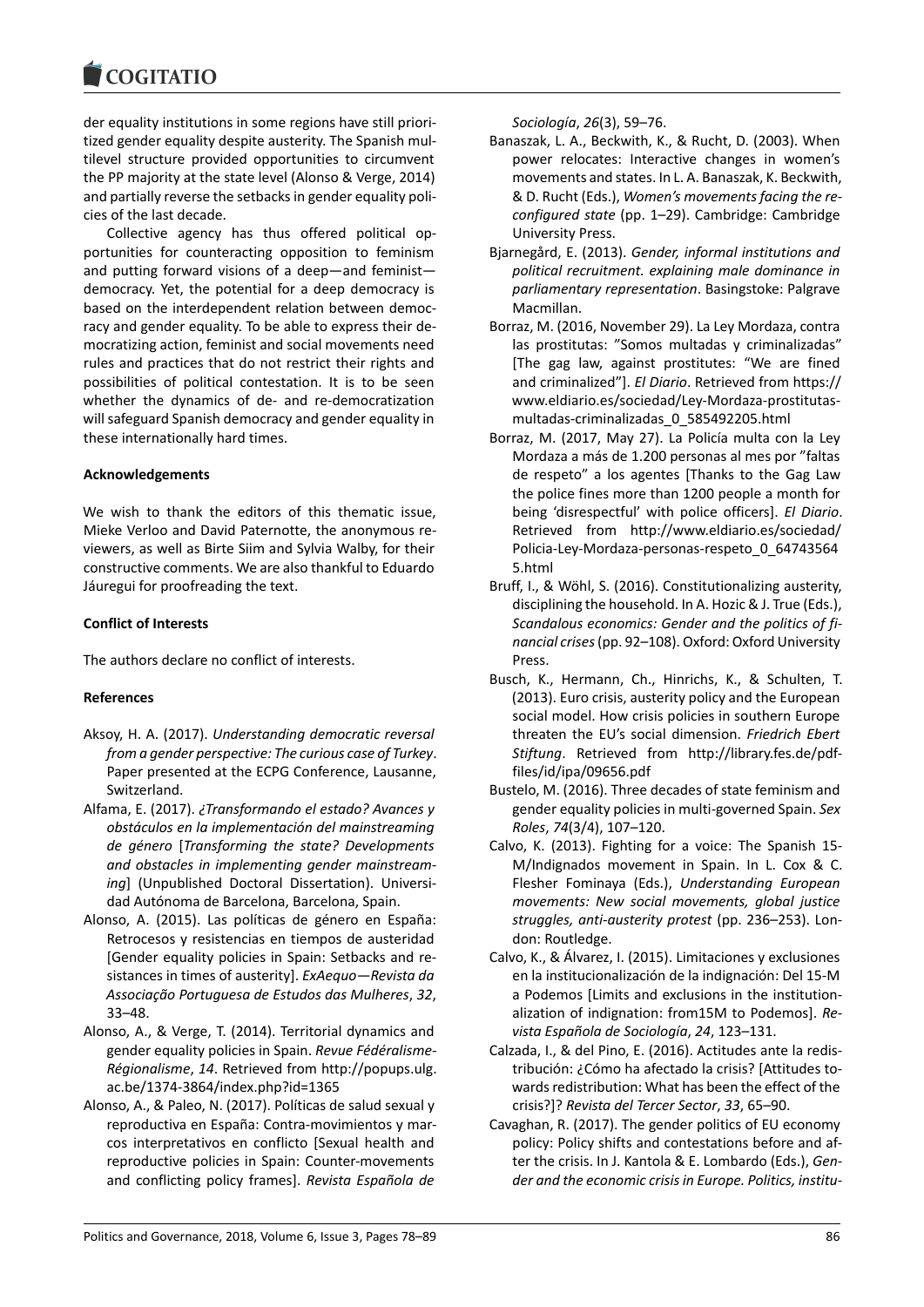der equality institutions in some regions have still prioritized gender equality despite austerity. The Spanish multilevel structure provided opportunities to circumvent the PP majority at the state level (Alonso & Verge, 2014) and partially reverse the setbacks in gender equality policies of the last decade.

Collective agency has thus offered political opportunities for counteracting opposition to feminism and putting forward visions of a deep—and feminist—democracy. Yet, the potential for a deep democracy is based on the interdependent relation between democracy and gender equality. To be able to express their democratizing action, feminist and social movements need rules and practices that do not restrict their rights and possibilities of political contestation. It is to be seen whether the dynamics of de- and re-democratization will safeguard Spanish democracy and gender equality in these internationally hard times.

**Acknowledgements**

We wish to thank the editors of this thematic issue, Mieke Verloo and David Paternotte, the anonymous reviewers, as well as Birte Siim and Sylvia Walby, for their constructive comments. We are also thankful to Eduardo Jáuregui for proofreading the text.

**Conflict of Interests**

The authors declare no conflict of interests.

**References**

Aksoy, H. A. (2017). *Understanding democratic reversal from a gender perspective: The curious case of Turkey*. Paper presented at the ECPG Conference, Lausanne, Switzerland.

Alfama, E. (2017). *¿Transformando el estado? Avances y obstáculos en la implementación del mainstreaming de género* [*Transforming the state? Developments and obstacles in implementing gender mainstreaming*] (Unpublished Doctoral Dissertation). Universidad Autónoma de Barcelona, Barcelona, Spain.

Alonso, A. (2015). Las políticas de género en España: Retrocesos y resistencias en tiempos de austeridad [Gender equality policies in Spain: Setbacks and resistances in times of austerity]. *ExAequo—Revista da Associação Portuguesa de Estudos das Mulheres*, *32*, 33–48.

Alonso, A., & Verge, T. (2014). Territorial dynamics and gender equality policies in Spain. *Revue Fédéralisme-Régionalisme*, *14*. Retrieved from http://popups.ulg.ac.be/1374-3864/index.php?id=1365

Alonso, A., & Paleo, N. (2017). Políticas de salud sexual y reproductiva en España: Contra-movimientos y marcos interpretativos en conflicto [Sexual health and reproductive policies in Spain: Counter-movements and conflicting policy frames]. *Revista Española de Sociología*, *26*(3), 59–76.

Banaszak, L. A., Beckwith, K., & Rucht, D. (2003). When power relocates: Interactive changes in women's movements and states. In L. A. Banaszak, K. Beckwith, & D. Rucht (Eds.), *Women's movements facing the reconfigured state* (pp. 1–29). Cambridge: Cambridge University Press.

Bjarnegård, E. (2013). *Gender, informal institutions and political recruitment. explaining male dominance in parliamentary representation*. Basingstoke: Palgrave Macmillan.

Borraz, M. (2016, November 29). La Ley Mordaza, contra las prostitutas: "Somos multadas y criminalizadas" [The gag law, against prostitutes: "We are fined and criminalized"]. *El Diario*. Retrieved from https://www.eldiario.es/sociedad/Ley-Mordaza-prostitutas-multadas-criminalizadas_0_585492205.html

Borraz, M. (2017, May 27). La Policía multa con la Ley Mordaza a más de 1.200 personas al mes por "faltas de respeto" a los agentes [Thanks to the Gag Law the police fines more than 1200 people a month for being 'disrespectful' with police officers]. *El Diario*. Retrieved from http://www.eldiario.es/sociedad/Policia-Ley-Mordaza-personas-respeto_0_647435645.html

Bruff, I., & Wöhl, S. (2016). Constitutionalizing austerity, disciplining the household. In A. Hozic & J. True (Eds.), *Scandalous economics: Gender and the politics of financial crises* (pp. 92–108). Oxford: Oxford University Press.

Busch, K., Hermann, Ch., Hinrichs, K., & Schulten, T. (2013). Euro crisis, austerity policy and the European social model. How crisis policies in southern Europe threaten the EU's social dimension. *Friedrich Ebert Stiftung*. Retrieved from http://library.fes.de/pdf-files/id/ipa/09656.pdf

Bustelo, M. (2016). Three decades of state feminism and gender equality policies in multi-governed Spain. *Sex Roles*, *74*(3/4), 107–120.

Calvo, K. (2013). Fighting for a voice: The Spanish 15-M/Indignados movement in Spain. In L. Cox & C. Flesher Fominaya (Eds.), *Understanding European movements: New social movements, global justice struggles, anti-austerity protest* (pp. 236–253). London: Routledge.

Calvo, K., & Álvarez, I. (2015). Limitaciones y exclusiones en la institucionalización de la indignación: Del 15-M a Podemos [Limits and exclusions in the institutionalization of indignation: from15M to Podemos]. *Revista Española de Sociología*, *24*, 123–131.

Calzada, I., & del Pino, E. (2016). Actitudes ante la redistribución: ¿Cómo ha afectado la crisis? [Attitudes towards redistribution: What has been the effect of the crisis?]? *Revista del Tercer Sector*, *33*, 65–90.

Cavaghan, R. (2017). The gender politics of EU economy policy: Policy shifts and contestations before and after the crisis. In J. Kantola & E. Lombardo (Eds.), *Gender and the economic crisis in Europe. Politics, institu-*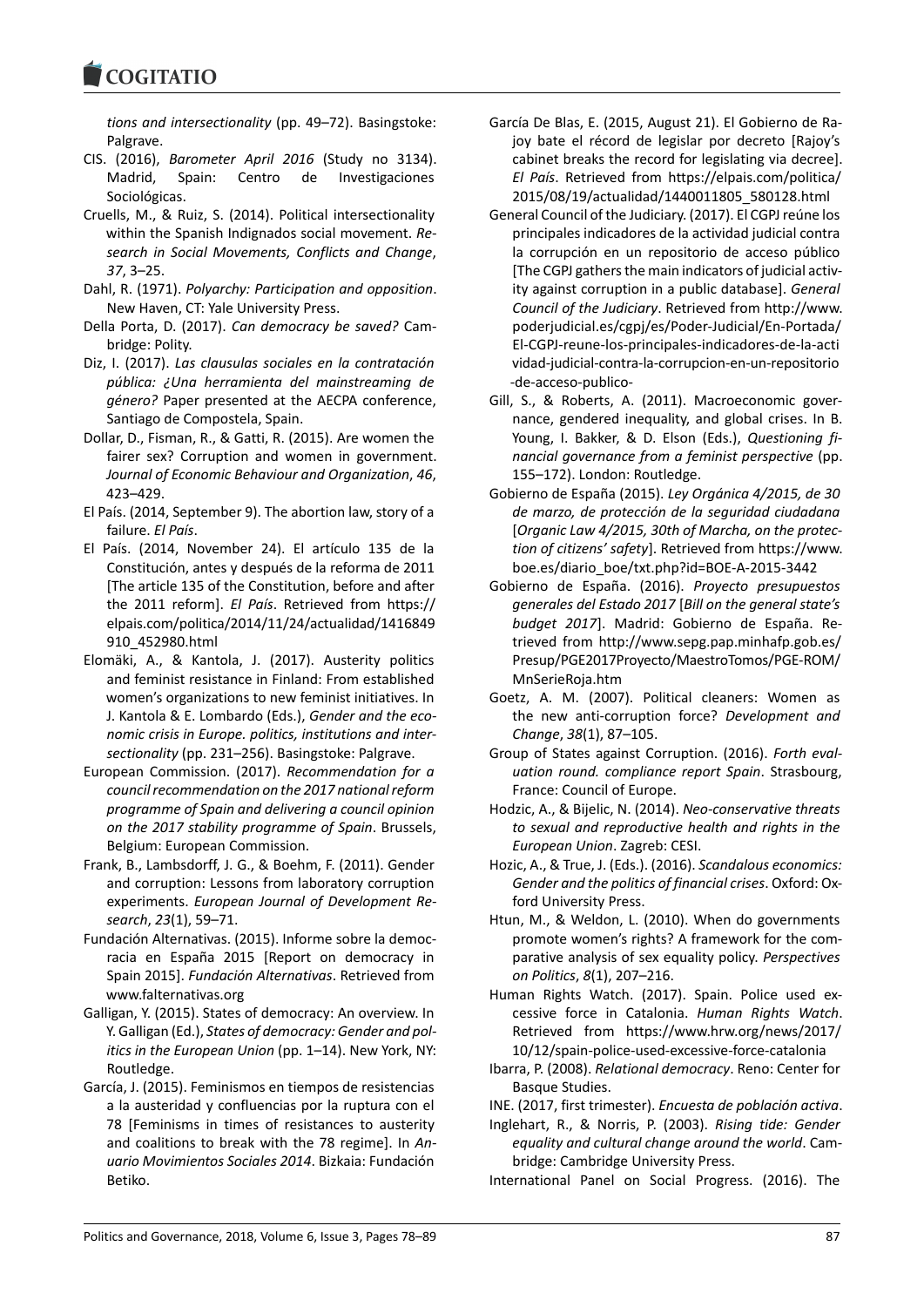*tions and intersectionality* (pp. 49–72). Basingstoke: Palgrave.

CIS. (2016), *Barometer April 2016* (Study no 3134). Madrid, Spain: Centro de Investigaciones Sociológicas.

Cruells, M., & Ruiz, S. (2014). Political intersectionality within the Spanish Indignados social movement. *Research in Social Movements, Conflicts and Change*, *37*, 3–25.

Dahl, R. (1971). *Polyarchy: Participation and opposition*. New Haven, CT: Yale University Press.

Della Porta, D. (2017). *Can democracy be saved?* Cambridge: Polity.

Diz, I. (2017). *Las clausulas sociales en la contratación pública: ¿Una herramienta del mainstreaming de género?* Paper presented at the AECPA conference, Santiago de Compostela, Spain.

Dollar, D., Fisman, R., & Gatti, R. (2015). Are women the fairer sex? Corruption and women in government. *Journal of Economic Behaviour and Organization*, *46*, 423–429.

El País. (2014, September 9). The abortion law, story of a failure. *El País*.

El País. (2014, November 24). El artículo 135 de la Constitución, antes y después de la reforma de 2011 [The article 135 of the Constitution, before and after the 2011 reform]. *El País*. Retrieved from https://elpais.com/politica/2014/11/24/actualidad/1416849910_452980.html

Elomäki, A., & Kantola, J. (2017). Austerity politics and feminist resistance in Finland: From established women's organizations to new feminist initiatives. In J. Kantola & E. Lombardo (Eds.), *Gender and the economic crisis in Europe. politics, institutions and intersectionality* (pp. 231–256). Basingstoke: Palgrave.

European Commission. (2017). *Recommendation for a council recommendation on the 2017 national reform programme of Spain and delivering a council opinion on the 2017 stability programme of Spain*. Brussels, Belgium: European Commission.

Frank, B., Lambsdorff, J. G., & Boehm, F. (2011). Gender and corruption: Lessons from laboratory corruption experiments. *European Journal of Development Research*, *23*(1), 59–71.

Fundación Alternativas. (2015). Informe sobre la democracia en España 2015 [Report on democracy in Spain 2015]. *Fundación Alternativas*. Retrieved from www.falternativas.org

Galligan, Y. (2015). States of democracy: An overview. In Y. Galligan (Ed.), *States of democracy: Gender and politics in the European Union* (pp. 1–14). New York, NY: Routledge.

García, J. (2015). Feminismos en tiempos de resistencias a la austeridad y confluencias por la ruptura con el 78 [Feminisms in times of resistances to austerity and coalitions to break with the 78 regime]. In *Anuario Movimientos Sociales 2014*. Bizkaia: Fundación Betiko.

García De Blas, E. (2015, August 21). El Gobierno de Rajoy bate el récord de legislar por decreto [Rajoy's cabinet breaks the record for legislating via decree]. *El País*. Retrieved from https://elpais.com/politica/2015/08/19/actualidad/1440011805_580128.html

General Council of the Judiciary. (2017). El CGPJ reúne los principales indicadores de la actividad judicial contra la corrupción en un repositorio de acceso público [The CGPJ gathers the main indicators of judicial activity against corruption in a public database]. *General Council of the Judiciary*. Retrieved from http://www.poderjudicial.es/cgpj/es/Poder-Judicial/En-Portada/El-CGPJ-reune-los-principales-indicadores-de-la-actividad-judicial-contra-la-corrupcion-en-un-repositorio-de-acceso-publico-

Gill, S., & Roberts, A. (2011). Macroeconomic governance, gendered inequality, and global crises. In B. Young, I. Bakker, & D. Elson (Eds.), *Questioning financial governance from a feminist perspective* (pp. 155–172). London: Routledge.

Gobierno de España (2015). *Ley Orgánica 4/2015, de 30 de marzo, de protección de la seguridad ciudadana* [*Organic Law 4/2015, 30th of Marcha, on the protection of citizens' safety*]. Retrieved from https://www.boe.es/diario_boe/txt.php?id=BOE-A-2015-3442

Gobierno de España. (2016). *Proyecto presupuestos generales del Estado 2017* [*Bill on the general state's budget 2017*]. Madrid: Gobierno de España. Retrieved from http://www.sepg.pap.minhafp.gob.es/Presup/PGE2017Proyecto/MaestroTomos/PGE-ROM/MnSerieRoja.htm

Goetz, A. M. (2007). Political cleaners: Women as the new anti-corruption force? *Development and Change*, *38*(1), 87–105.

Group of States against Corruption. (2016). *Forth evaluation round. compliance report Spain*. Strasbourg, France: Council of Europe.

Hodzic, A., & Bijelic, N. (2014). *Neo-conservative threats to sexual and reproductive health and rights in the European Union*. Zagreb: CESI.

Hozic, A., & True, J. (Eds.). (2016). *Scandalous economics: Gender and the politics of financial crises*. Oxford: Oxford University Press.

Htun, M., & Weldon, L. (2010). When do governments promote women's rights? A framework for the comparative analysis of sex equality policy. *Perspectives on Politics*, *8*(1), 207–216.

Human Rights Watch. (2017). Spain. Police used excessive force in Catalonia. *Human Rights Watch*. Retrieved from https://www.hrw.org/news/2017/10/12/spain-police-used-excessive-force-catalonia

Ibarra, P. (2008). *Relational democracy*. Reno: Center for Basque Studies.

INE. (2017, first trimester). *Encuesta de población activa*.

Inglehart, R., & Norris, P. (2003). *Rising tide: Gender equality and cultural change around the world*. Cambridge: Cambridge University Press.

International Panel on Social Progress. (2016). The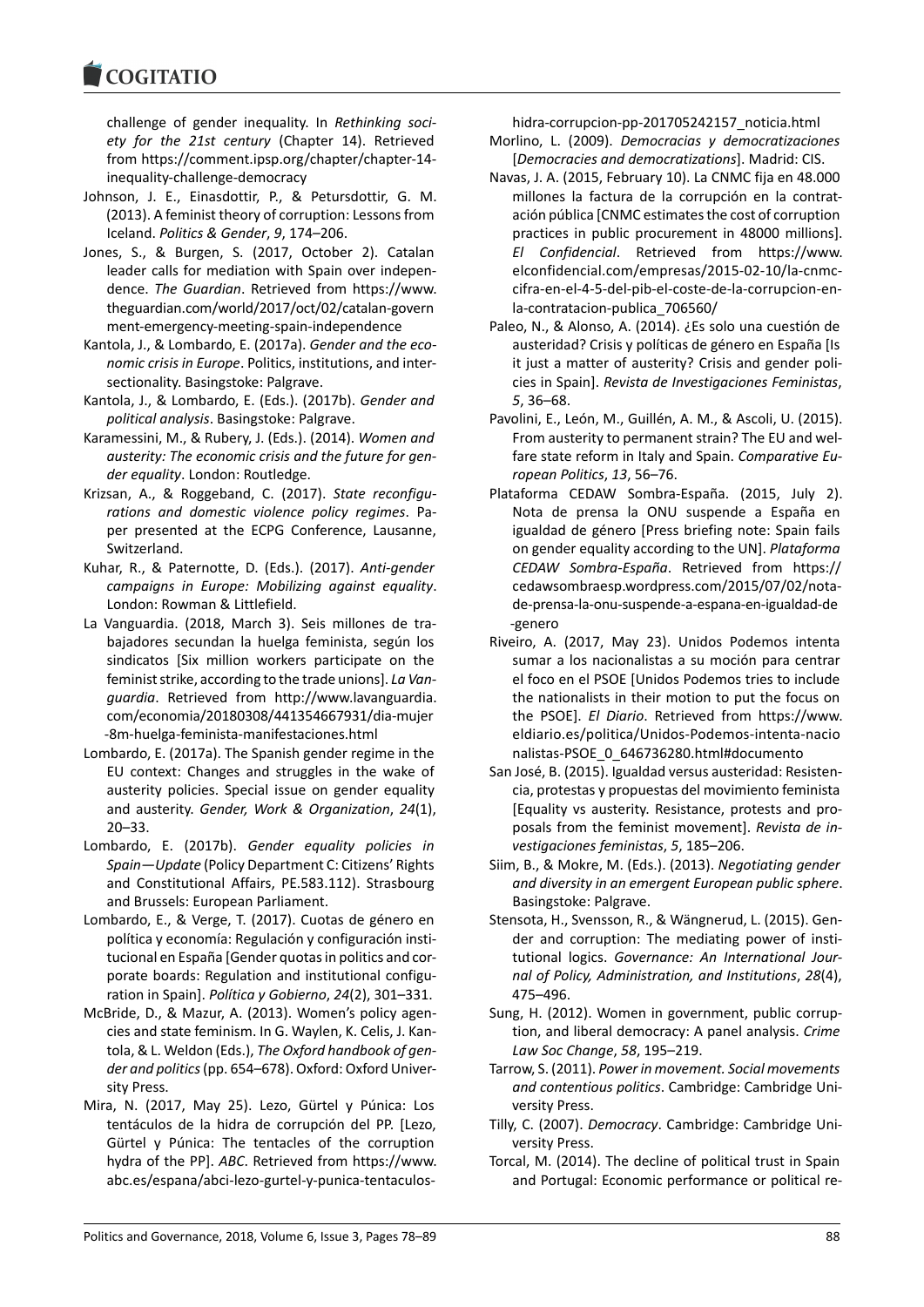challenge of gender inequality. In *Rethinking society for the 21st century* (Chapter 14). Retrieved from https://comment.ipsp.org/chapter/chapter-14-inequality-challenge-democracy

Johnson, J. E., Einasdottir, P., & Petursdottir, G. M. (2013). A feminist theory of corruption: Lessons from Iceland. *Politics & Gender*, *9*, 174–206.

Jones, S., & Burgen, S. (2017, October 2). Catalan leader calls for mediation with Spain over independence. *The Guardian*. Retrieved from https://www.theguardian.com/world/2017/oct/02/catalan-government-emergency-meeting-spain-independence

Kantola, J., & Lombardo, E. (2017a). *Gender and the economic crisis in Europe*. Politics, institutions, and intersectionality. Basingstoke: Palgrave.

Kantola, J., & Lombardo, E. (Eds.). (2017b). *Gender and political analysis*. Basingstoke: Palgrave.

Karamessini, M., & Rubery, J. (Eds.). (2014). *Women and austerity: The economic crisis and the future for gender equality*. London: Routledge.

Krizsan, A., & Roggeband, C. (2017). *State reconfigurations and domestic violence policy regimes*. Paper presented at the ECPG Conference, Lausanne, Switzerland.

Kuhar, R., & Paternotte, D. (Eds.). (2017). *Anti-gender campaigns in Europe: Mobilizing against equality*. London: Rowman & Littlefield.

La Vanguardia. (2018, March 3). Seis millones de trabajadores secundan la huelga feminista, según los sindicatos [Six million workers participate on the feminist strike, according to the trade unions]. *La Vanguardia*. Retrieved from http://www.lavanguardia.com/economia/20180308/441354667931/dia-mujer-8m-huelga-feminista-manifestaciones.html

Lombardo, E. (2017a). The Spanish gender regime in the EU context: Changes and struggles in the wake of austerity policies. Special issue on gender equality and austerity. *Gender, Work & Organization*, *24*(1), 20–33.

Lombardo, E. (2017b). *Gender equality policies in Spain—Update* (Policy Department C: Citizens' Rights and Constitutional Affairs, PE.583.112). Strasbourg and Brussels: European Parliament.

Lombardo, E., & Verge, T. (2017). Cuotas de género en política y economía: Regulación y configuración institucional en España [Gender quotas in politics and corporate boards: Regulation and institutional configuration in Spain]. *Política y Gobierno*, *24*(2), 301–331.

McBride, D., & Mazur, A. (2013). Women's policy agencies and state feminism. In G. Waylen, K. Celis, J. Kantola, & L. Weldon (Eds.), *The Oxford handbook of gender and politics* (pp. 654–678). Oxford: Oxford University Press.

Mira, N. (2017, May 25). Lezo, Gürtel y Púnica: Los tentáculos de la hidra de corrupción del PP. [Lezo, Gürtel y Púnica: The tentacles of the corruption hydra of the PP]. *ABC*. Retrieved from https://www.abc.es/espana/abci-lezo-gurtel-y-punica-tentaculos-hidra-corrupcion-pp-201705242157_noticia.html

Morlino, L. (2009). *Democracias y democratizaciones* [*Democracies and democratizations*]. Madrid: CIS.

Navas, J. A. (2015, February 10). La CNMC fija en 48.000 millones la factura de la corrupción en la contratación pública [CNMC estimates the cost of corruption practices in public procurement in 48000 millions]. *El Confidencial*. Retrieved from https://www.elconfidencial.com/empresas/2015-02-10/la-cnmc-cifra-en-el-4-5-del-pib-el-coste-de-la-corrupcion-en-la-contratacion-publica_706560/

Paleo, N., & Alonso, A. (2014). ¿Es solo una cuestión de austeridad? Crisis y políticas de género en España [Is it just a matter of austerity? Crisis and gender policies in Spain]. *Revista de Investigaciones Feministas*, *5*, 36–68.

Pavolini, E., León, M., Guillén, A. M., & Ascoli, U. (2015). From austerity to permanent strain? The EU and welfare state reform in Italy and Spain. *Comparative European Politics*, *13*, 56–76.

Plataforma CEDAW Sombra-España. (2015, July 2). Nota de prensa la ONU suspende a España en igualdad de género [Press briefing note: Spain fails on gender equality according to the UN]. *Plataforma CEDAW Sombra-España*. Retrieved from https://cedawsombraesp.wordpress.com/2015/07/02/nota-de-prensa-la-onu-suspende-a-espana-en-igualdad-de-genero

Riveiro, A. (2017, May 23). Unidos Podemos intenta sumar a los nacionalistas a su moción para centrar el foco en el PSOE [Unidos Podemos tries to include the nationalists in their motion to put the focus on the PSOE]. *El Diario*. Retrieved from https://www.eldiario.es/politica/Unidos-Podemos-intenta-nacionalistas-PSOE_0_646736280.html#documento

San José, B. (2015). Igualdad versus austeridad: Resistencia, protestas y propuestas del movimiento feminista [Equality vs austerity. Resistance, protests and proposals from the feminist movement]. *Revista de investigaciones feministas*, *5*, 185–206.

Siim, B., & Mokre, M. (Eds.). (2013). *Negotiating gender and diversity in an emergent European public sphere*. Basingstoke: Palgrave.

Stensota, H., Svensson, R., & Wängnerud, L. (2015). Gender and corruption: The mediating power of institutional logics. *Governance: An International Journal of Policy, Administration, and Institutions*, *28*(4), 475–496.

Sung, H. (2012). Women in government, public corruption, and liberal democracy: A panel analysis. *Crime Law Soc Change*, *58*, 195–219.

Tarrow, S. (2011). *Power in movement. Social movements and contentious politics*. Cambridge: Cambridge University Press.

Tilly, C. (2007). *Democracy*. Cambridge: Cambridge University Press.

Torcal, M. (2014). The decline of political trust in Spain and Portugal: Economic performance or political re-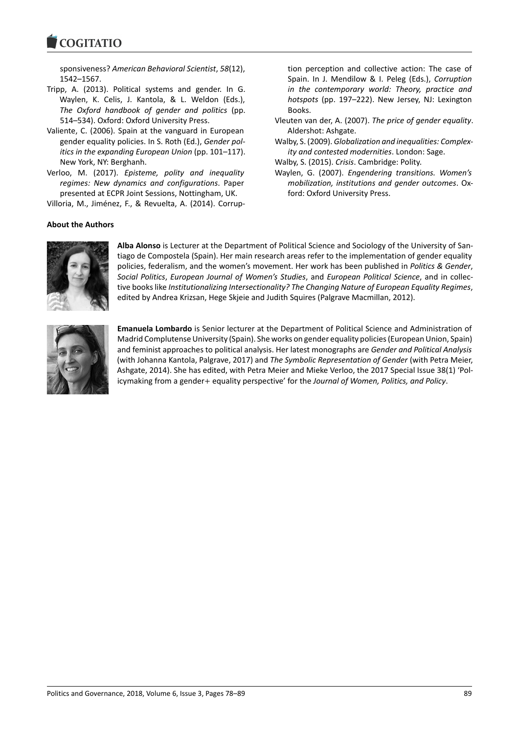sponsiveness? *American Behavioral Scientist*, *58*(12), 1542–1567.

Tripp, A. (2013). Political systems and gender. In G. Waylen, K. Celis, J. Kantola, & L. Weldon (Eds.), *The Oxford handbook of gender and politics* (pp. 514–534). Oxford: Oxford University Press.

Valiente, C. (2006). Spain at the vanguard in European gender equality policies. In S. Roth (Ed.), *Gender politics in the expanding European Union* (pp. 101–117). New York, NY: Berghanh.

Verloo, M. (2017). *Episteme, polity and inequality regimes: New dynamics and configurations*. Paper presented at ECPR Joint Sessions, Nottingham, UK.

Villoria, M., Jiménez, F., & Revuelta, A. (2014). Corruption perception and collective action: The case of Spain. In J. Mendilow & I. Peleg (Eds.), *Corruption in the contemporary world: Theory, practice and hotspots* (pp. 197–222). New Jersey, NJ: Lexington Books.

Vleuten van der, A. (2007). *The price of gender equality*. Aldershot: Ashgate.

Walby, S. (2009). *Globalization and inequalities: Complexity and contested modernities*. London: Sage.

Walby, S. (2015). *Crisis*. Cambridge: Polity.

Waylen, G. (2007). *Engendering transitions. Women's mobilization, institutions and gender outcomes*. Oxford: Oxford University Press.

**About the Authors**

**Alba Alonso** is Lecturer at the Department of Political Science and Sociology of the University of Santiago de Compostela (Spain). Her main research areas refer to the implementation of gender equality policies, federalism, and the women's movement. Her work has been published in *Politics & Gender*, *Social Politics*, *European Journal of Women's Studies*, and *European Political Science*, and in collective books like *Institutionalizing Intersectionality? The Changing Nature of European Equality Regimes*, edited by Andrea Krizsan, Hege Skjeie and Judith Squires (Palgrave Macmillan, 2012).

**Emanuela Lombardo** is Senior lecturer at the Department of Political Science and Administration of Madrid Complutense University (Spain). She works on gender equality policies (European Union, Spain) and feminist approaches to political analysis. Her latest monographs are *Gender and Political Analysis* (with Johanna Kantola, Palgrave, 2017) and *The Symbolic Representation of Gender* (with Petra Meier, Ashgate, 2014). She has edited, with Petra Meier and Mieke Verloo, the 2017 Special Issue 38(1) 'Policymaking from a gender+ equality perspective' for the *Journal of Women, Politics, and Policy*.